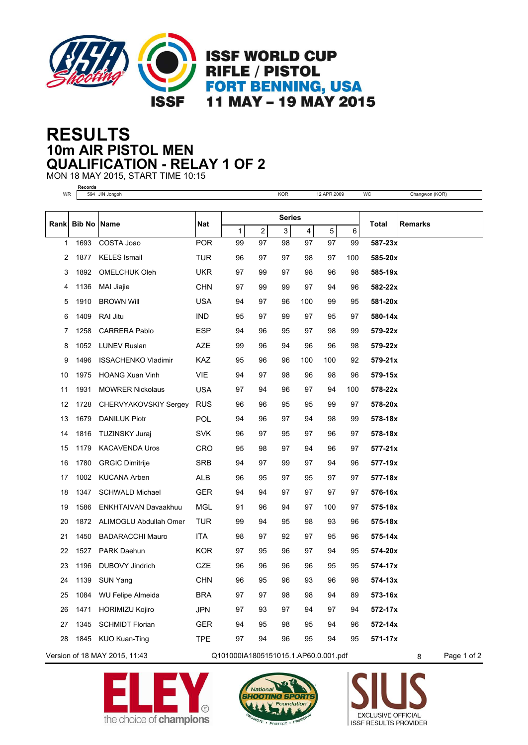# ISSF WORLD CUP
## RIFLE / PISTOL
## FORT BENNING, USA
## 11 MAY – 19 MAY 2015

# RESULTS
## 10m AIR PISTOL MEN
## QUALIFICATION - RELAY 1 OF 2

MON 18 MAY 2015, START TIME 10:15

**Records**

| | | | | | | |
|---|---|---|---|---|---|---|
| WR | 594 | JIN Jongoh | KOR | 12 APR 2009 | WC | Changwon (KOR) |

| Rank | Bib No | Name | Nat | Series 1 | 2 | 3 | 4 | 5 | 6 | Total | Remarks |
|---|---|---|---|---|---|---|---|---|---|---|---|
| 1 | 1693 | COSTA Joao | POR | 99 | 97 | 98 | 97 | 97 | 99 | **587-23x** | |
| 2 | 1877 | KELES Ismail | TUR | 96 | 97 | 97 | 98 | 97 | 100 | **585-20x** | |
| 3 | 1892 | OMELCHUK Oleh | UKR | 97 | 99 | 97 | 98 | 96 | 98 | **585-19x** | |
| 4 | 1136 | MAI Jiajie | CHN | 97 | 99 | 99 | 97 | 94 | 96 | **582-22x** | |
| 5 | 1910 | BROWN Will | USA | 94 | 97 | 96 | 100 | 99 | 95 | **581-20x** | |
| 6 | 1409 | RAI Jitu | IND | 95 | 97 | 99 | 97 | 95 | 97 | **580-14x** | |
| 7 | 1258 | CARRERA Pablo | ESP | 94 | 96 | 95 | 97 | 98 | 99 | **579-22x** | |
| 8 | 1052 | LUNEV Ruslan | AZE | 99 | 96 | 94 | 96 | 96 | 98 | **579-22x** | |
| 9 | 1496 | ISSACHENKO Vladimir | KAZ | 95 | 96 | 96 | 100 | 100 | 92 | **579-21x** | |
| 10 | 1975 | HOANG Xuan Vinh | VIE | 94 | 97 | 98 | 96 | 98 | 96 | **579-15x** | |
| 11 | 1931 | MOWRER Nickolaus | USA | 97 | 94 | 96 | 97 | 94 | 100 | **578-22x** | |
| 12 | 1728 | CHERVYAKOVSKIY Sergey | RUS | 96 | 96 | 95 | 95 | 99 | 97 | **578-20x** | |
| 13 | 1679 | DANILUK Piotr | POL | 94 | 96 | 97 | 94 | 98 | 99 | **578-18x** | |
| 14 | 1816 | TUZINSKY Juraj | SVK | 96 | 97 | 95 | 97 | 96 | 97 | **578-18x** | |
| 15 | 1179 | KACAVENDA Uros | CRO | 95 | 98 | 97 | 94 | 96 | 97 | **577-21x** | |
| 16 | 1780 | GRGIC Dimitrije | SRB | 94 | 97 | 99 | 97 | 94 | 96 | **577-19x** | |
| 17 | 1002 | KUCANA Arben | ALB | 96 | 95 | 97 | 95 | 97 | 97 | **577-18x** | |
| 18 | 1347 | SCHWALD Michael | GER | 94 | 94 | 97 | 97 | 97 | 97 | **576-16x** | |
| 19 | 1586 | ENKHTAIVAN Davaakhuu | MGL | 91 | 96 | 94 | 97 | 100 | 97 | **575-18x** | |
| 20 | 1872 | ALIMOGLU Abdullah Omer | TUR | 99 | 94 | 95 | 98 | 93 | 96 | **575-18x** | |
| 21 | 1450 | BADARACCHI Mauro | ITA | 98 | 97 | 92 | 97 | 95 | 96 | **575-14x** | |
| 22 | 1527 | PARK Daehun | KOR | 97 | 95 | 96 | 97 | 94 | 95 | **574-20x** | |
| 23 | 1196 | DUBOVY Jindrich | CZE | 96 | 96 | 96 | 96 | 95 | 95 | **574-17x** | |
| 24 | 1139 | SUN Yang | CHN | 96 | 95 | 96 | 93 | 96 | 98 | **574-13x** | |
| 25 | 1084 | WU Felipe Almeida | BRA | 97 | 97 | 98 | 98 | 94 | 89 | **573-16x** | |
| 26 | 1471 | HORIMIZU Kojiro | JPN | 97 | 93 | 97 | 94 | 97 | 94 | **572-17x** | |
| 27 | 1345 | SCHMIDT Florian | GER | 94 | 95 | 98 | 95 | 94 | 96 | **572-14x** | |
| 28 | 1845 | KUO Kuan-Ting | TPE | 97 | 94 | 96 | 95 | 94 | 95 | **571-17x** | |

Version of 18 MAY 2015, 11:43 Q101000IA1805151015.1.AP60.0.001.pdf 8

ELEY the choice of champions — National Shooting Sports Foundation — SIUS EXCLUSIVE OFFICIAL ISSF RESULTS PROVIDER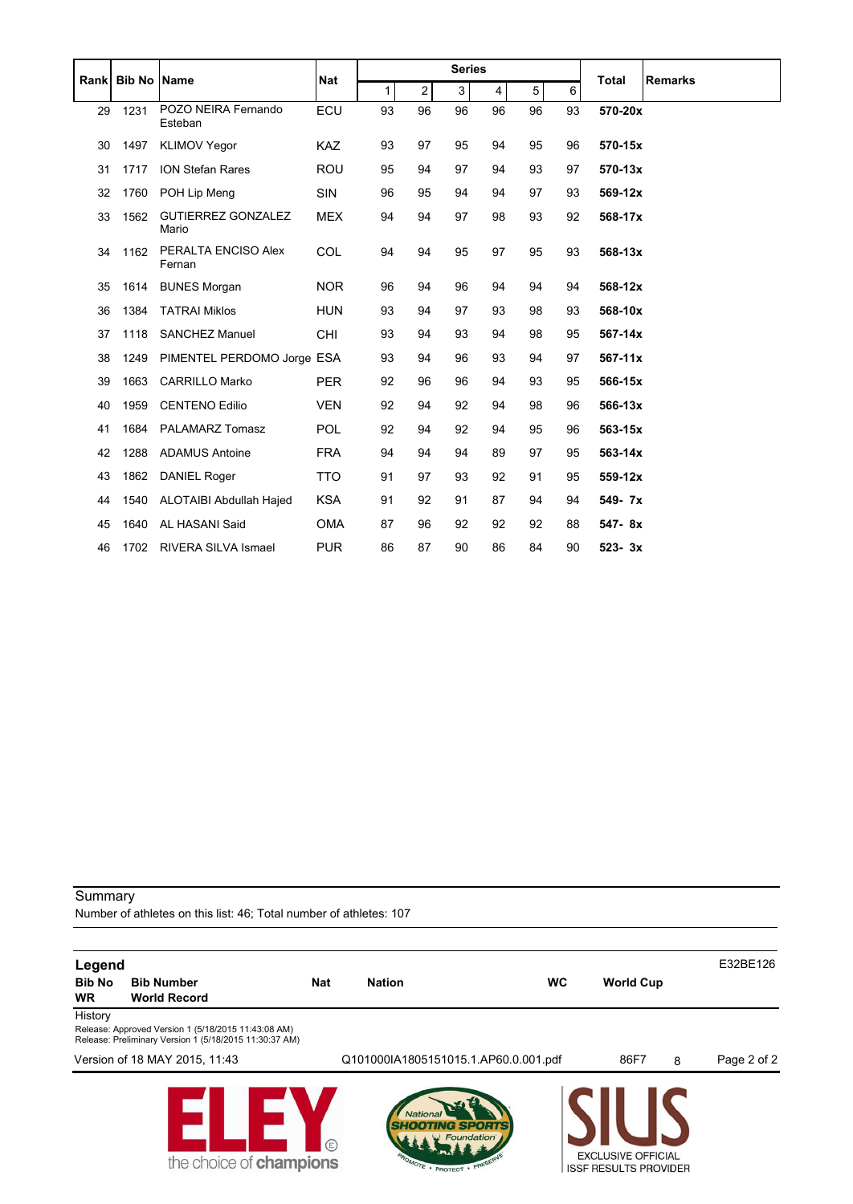| Rank | Bib No | Name | Nat | Series | | | | | | Total | Remarks |
|---|---|---|---|---|---|---|---|---|---|---|---|
| | | | | 1 | 2 | 3 | 4 | 5 | 6 | | |
| 29 | 1231 | POZO NEIRA Fernando Esteban | ECU | 93 | 96 | 96 | 96 | 96 | 93 | **570-20x** | |
| 30 | 1497 | KLIMOV Yegor | KAZ | 93 | 97 | 95 | 94 | 95 | 96 | **570-15x** | |
| 31 | 1717 | ION Stefan Rares | ROU | 95 | 94 | 97 | 94 | 93 | 97 | **570-13x** | |
| 32 | 1760 | POH Lip Meng | SIN | 96 | 95 | 94 | 94 | 97 | 93 | **569-12x** | |
| 33 | 1562 | GUTIERREZ GONZALEZ Mario | MEX | 94 | 94 | 97 | 98 | 93 | 92 | **568-17x** | |
| 34 | 1162 | PERALTA ENCISO Alex Fernan | COL | 94 | 94 | 95 | 97 | 95 | 93 | **568-13x** | |
| 35 | 1614 | BUNES Morgan | NOR | 96 | 94 | 96 | 94 | 94 | 94 | **568-12x** | |
| 36 | 1384 | TATRAI Miklos | HUN | 93 | 94 | 97 | 93 | 98 | 93 | **568-10x** | |
| 37 | 1118 | SANCHEZ Manuel | CHI | 93 | 94 | 93 | 94 | 98 | 95 | **567-14x** | |
| 38 | 1249 | PIMENTEL PERDOMO Jorge | ESA | 93 | 94 | 96 | 93 | 94 | 97 | **567-11x** | |
| 39 | 1663 | CARRILLO Marko | PER | 92 | 96 | 96 | 94 | 93 | 95 | **566-15x** | |
| 40 | 1959 | CENTENO Edilio | VEN | 92 | 94 | 92 | 94 | 98 | 96 | **566-13x** | |
| 41 | 1684 | PALAMARZ Tomasz | POL | 92 | 94 | 92 | 94 | 95 | 96 | **563-15x** | |
| 42 | 1288 | ADAMUS Antoine | FRA | 94 | 94 | 94 | 89 | 97 | 95 | **563-14x** | |
| 43 | 1862 | DANIEL Roger | TTO | 91 | 97 | 93 | 92 | 91 | 95 | **559-12x** | |
| 44 | 1540 | ALOTAIBI Abdullah Hajed | KSA | 91 | 92 | 91 | 87 | 94 | 94 | **549- 7x** | |
| 45 | 1640 | AL HASANI Said | OMA | 87 | 96 | 92 | 92 | 92 | 88 | **547- 8x** | |
| 46 | 1702 | RIVERA SILVA Ismael | PUR | 86 | 87 | 90 | 86 | 84 | 90 | **523- 3x** | |

Summary

Number of athletes on this list: 46; Total number of athletes: 107

**Legend**

| | | | | | |
|---|---|---|---|---|---|
| **Bib No** | **Bib Number** | **Nat** | **Nation** | **WC** | **World Cup** |
| **WR** | **World Record** | | | | |

E32BE126

History

Release: Approved Version 1 (5/18/2015 11:43:08 AM)
Release: Preliminary Version 1 (5/18/2015 11:30:37 AM)

Version of 18 MAY 2015, 11:43 — Q101000IA1805151015.1.AP60.0.001.pdf — 86F7 — 8

ELEY the choice of champions

National Shooting Sports Foundation — Promote • Protect • Preserve

SIUS EXCLUSIVE OFFICIAL ISSF RESULTS PROVIDER